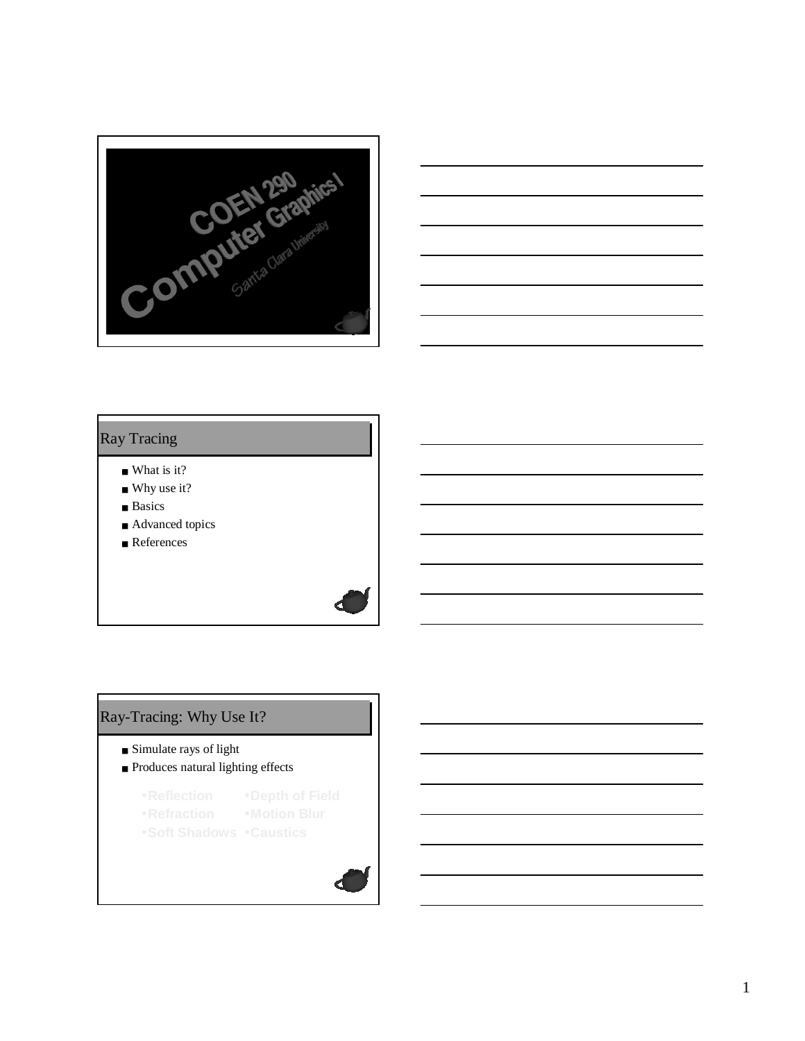COEN 290
Computer Graphics I
Santa Clara University

## Ray Tracing

- What is it?
- Why use it?
- Basics
- Advanced topics
- References

## Ray-Tracing: Why Use It?

- Simulate rays of light
- Produces natural lighting effects

| | |
|---|---|
| •Reflection | •Depth of Field |
| •Refraction | •Motion Blur |
| •Soft Shadows | •Caustics |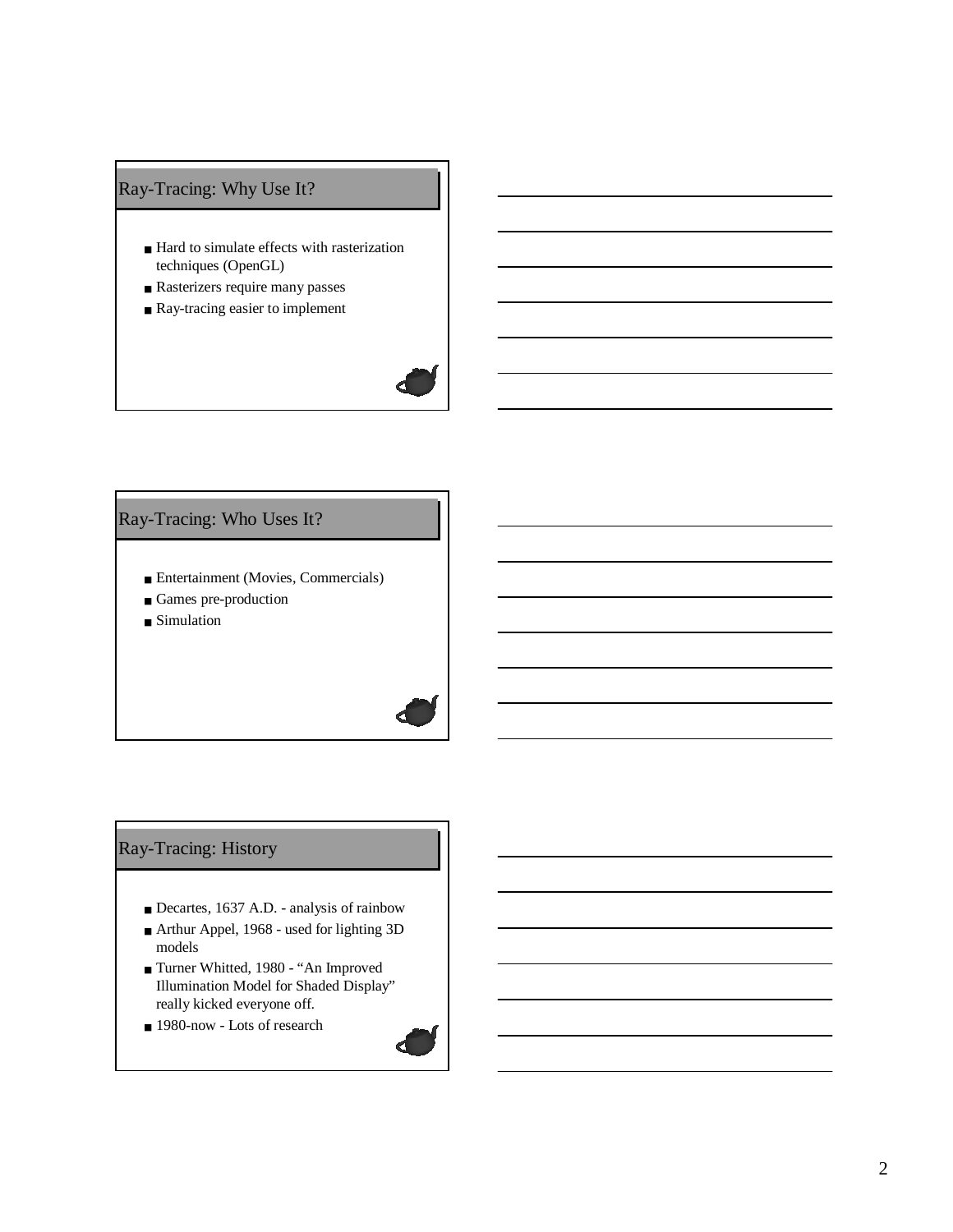## Ray-Tracing: Why Use It?

- Hard to simulate effects with rasterization techniques (OpenGL)
- Rasterizers require many passes
- Ray-tracing easier to implement

## Ray-Tracing: Who Uses It?

- Entertainment (Movies, Commercials)
- Games pre-production
- Simulation

## Ray-Tracing: History

- Decartes, 1637 A.D. - analysis of rainbow
- Arthur Appel, 1968 - used for lighting 3D models
- Turner Whitted, 1980 - "An Improved Illumination Model for Shaded Display" really kicked everyone off.
- 1980-now - Lots of research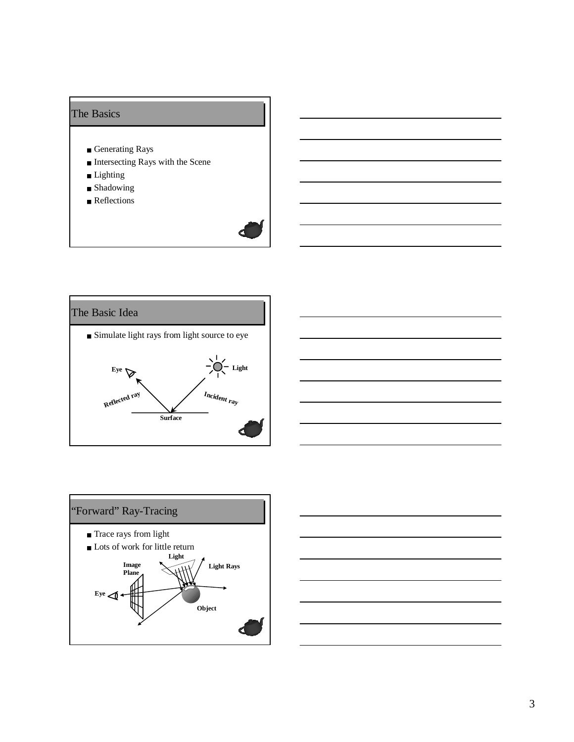## The Basics

- Generating Rays
- Intersecting Rays with the Scene
- Lighting
- Shadowing
- Reflections

## The Basic Idea

- Simulate light rays from light source to eye

Eye, Light, Reflected ray, Incident ray, Surface

## "Forward" Ray-Tracing

- Trace rays from light
- Lots of work for little return

Light, Image Plane, Light Rays, Eye, Object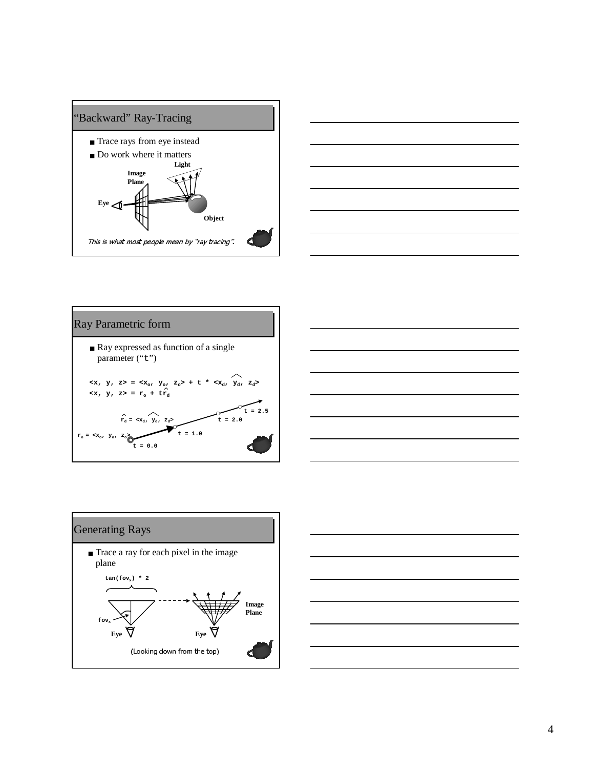## "Backward" Ray-Tracing

- Trace rays from eye instead
- Do work where it matters

Light

Image Plane

Eye

Object

*This is what most people mean by "ray tracing".*

## Ray Parametric form

- Ray expressed as function of a single parameter ("t")

$$\langle x, y, z \rangle = \langle x_o, y_o, z_o \rangle + t * \langle x_d, y_d, z_d \rangle$$

$$\langle x, y, z \rangle = r_o + t\hat{r}_d$$

$\hat{r}_d = \langle x_d, y_d, z_d \rangle$

$r_o = \langle x_o, y_o, z_o \rangle$

t = 0.0

t = 1.0

t = 2.0

t = 2.5

## Generating Rays

- Trace a ray for each pixel in the image plane

$\tan(fov_x) * 2$

$fov_x$

Eye

Eye

Image Plane

(Looking down from the top)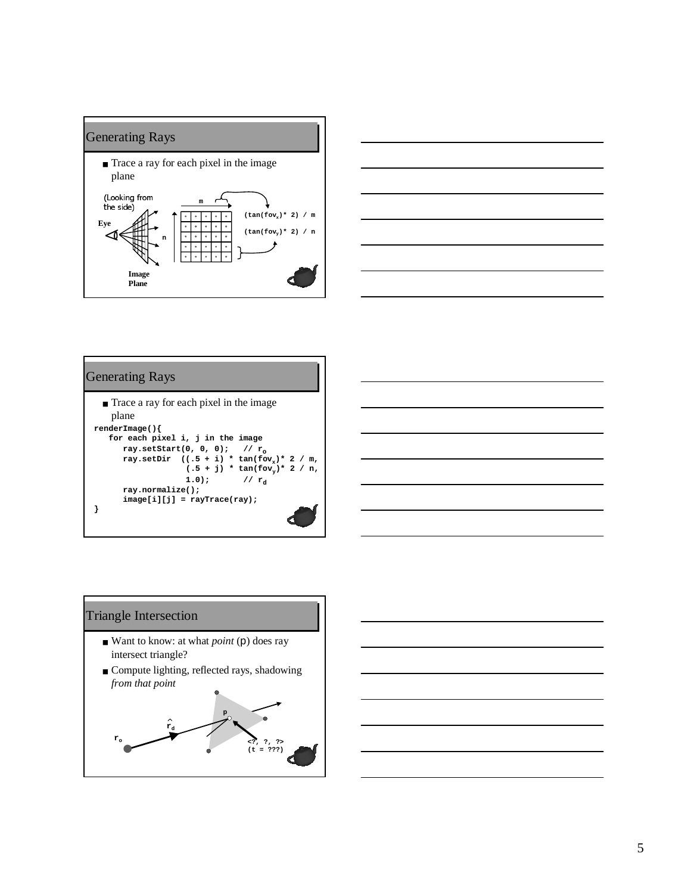## Generating Rays

- Trace a ray for each pixel in the image plane

(Looking from the side)

Eye

Image Plane

m

n

(tan(fov$_x$)* 2) / m

(tan(fov$_y$)* 2) / n

## Generating Rays

- Trace a ray for each pixel in the image plane

```
renderImage(){
   for each pixel i, j in the image
      ray.setStart(0, 0, 0);   // r_o
      ray.setDir  ((.5 + i) * tan(fov_x)* 2 / m,
                   (.5 + j) * tan(fov_y)* 2 / n,
                   1.0);       // r_d
      ray.normalize();
      image[i][j] = rayTrace(ray);
}
```

## Triangle Intersection

- Want to know: at what *point* (p) does ray intersect triangle?
- Compute lighting, reflected rays, shadowing *from that point*

$r_o$

$\hat{r}_d$

p

<?, ?, ?>
(t = ???)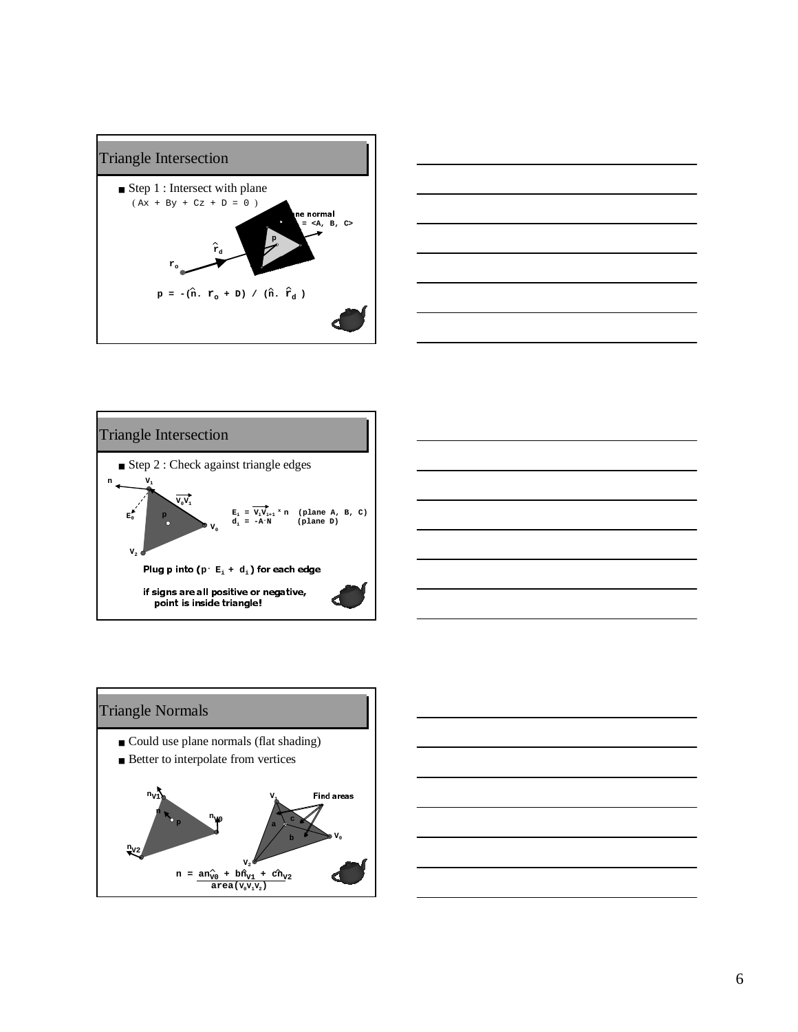## Triangle Intersection

- Step 1 : Intersect with plane
  ( Ax + By + Cz + D = 0 )

Plane normal $\hat{n} = \langle A, B, C \rangle$

$$p = -(\hat{n} \cdot r_o + D) / (\hat{n} \cdot \hat{r}_d)$$

## Triangle Intersection

- Step 2 : Check against triangle edges

$E_i = \overrightarrow{V_i V_{i+1}} \times n$ (plane A, B, C)

$d_i = -A \cdot N$ (plane D)

Plug p into ($p \cdot E_i + d_i$) for each edge

if signs are all positive or negative, point is inside triangle!

## Triangle Normals

- Could use plane normals (flat shading)
- Better to interpolate from vertices

Find areas

$$n = \frac{a\hat{n}_{V0} + b\hat{n}_{V1} + c\hat{n}_{V2}}{area(V_0V_1V_2)}$$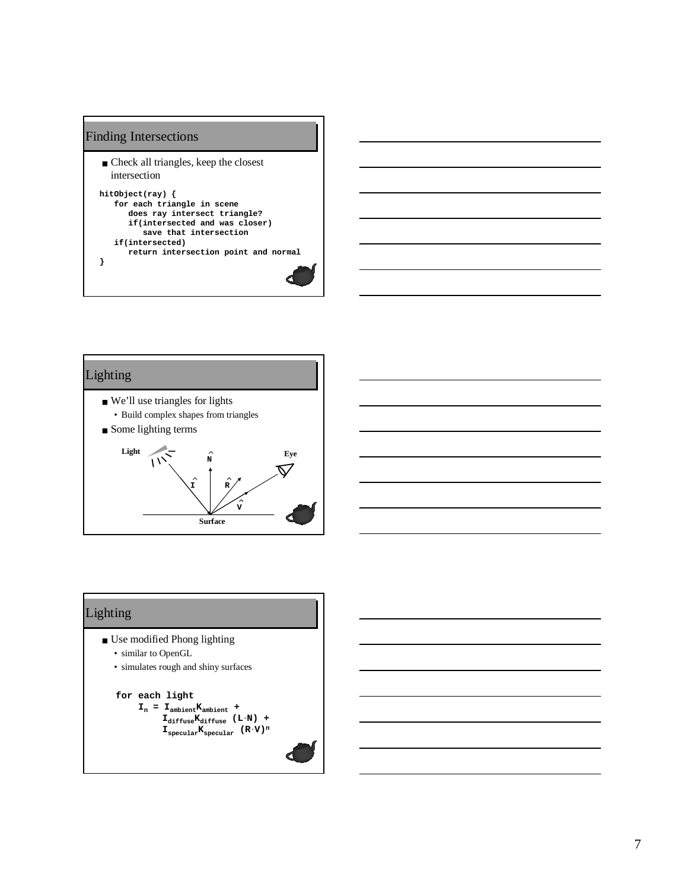## Finding Intersections

- Check all triangles, keep the closest intersection

```
hitObject(ray) {
   for each triangle in scene
      does ray intersect triangle?
      if(intersected and was closer)
         save that intersection
   if(intersected)
      return intersection point and normal
}
```

## Lighting

- We'll use triangles for lights
  - Build complex shapes from triangles
- Some lighting terms

Light, $\hat{N}$, Eye, $\hat{I}$, $\hat{R}$, $\hat{V}$, Surface

## Lighting

- Use modified Phong lighting
  - similar to OpenGL
  - simulates rough and shiny surfaces

```
for each light
```

$$I_n = I_{ambient}K_{ambient} + I_{diffuse}K_{diffuse}\,(L \cdot N) + I_{specular}K_{specular}\,(R \cdot V)^n$$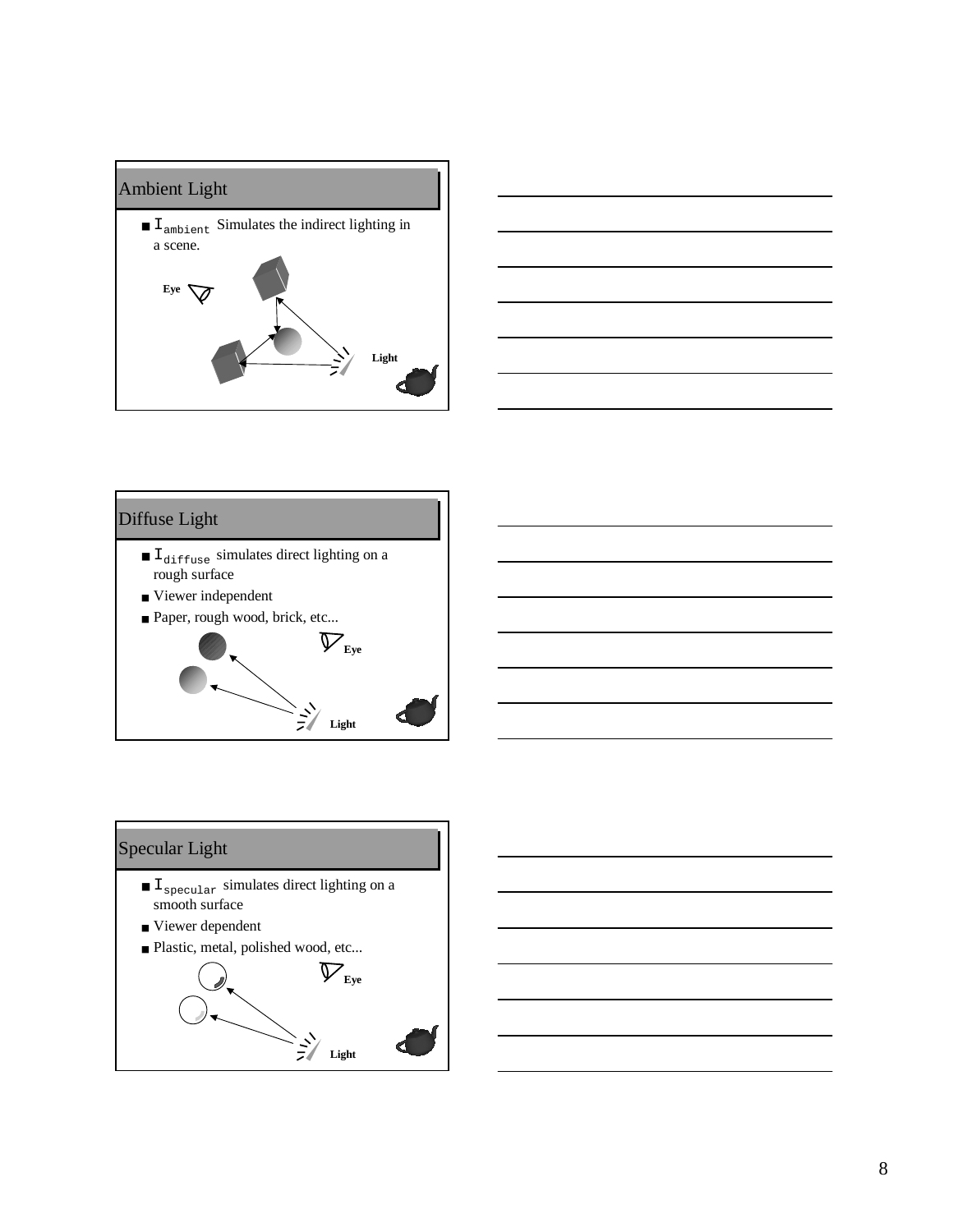## Ambient Light

- $I_{ambient}$ Simulates the indirect lighting in a scene.

Eye

Light

## Diffuse Light

- $I_{diffuse}$ simulates direct lighting on a rough surface
- Viewer independent
- Paper, rough wood, brick, etc...

Eye

Light

## Specular Light

- $I_{specular}$ simulates direct lighting on a smooth surface
- Viewer dependent
- Plastic, metal, polished wood, etc...

Eye

Light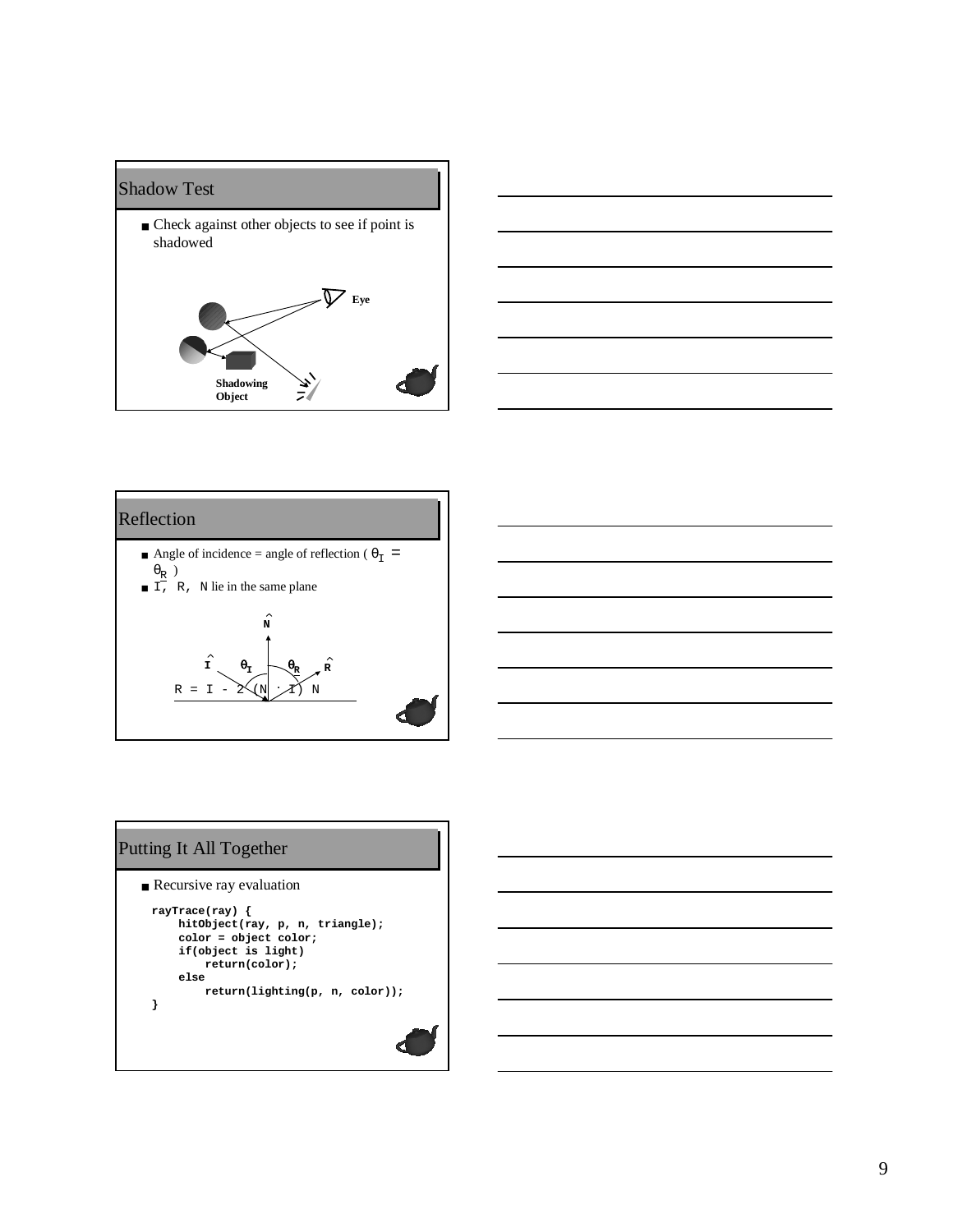## Shadow Test

- Check against other objects to see if point is shadowed

Eye

Shadowing Object

## Reflection

- Angle of incidence = angle of reflection ( $\theta_I = \theta_R$ )
- I, R, N lie in the same plane

$\hat{N}$

$\hat{I}$ $\theta_I$ $\theta_R$ $\hat{R}$

$$R = I - 2 (N \cdot I) N$$

## Putting It All Together

- Recursive ray evaluation

```
rayTrace(ray) {
    hitObject(ray, p, n, triangle);
    color = object color;
    if(object is light)
        return(color);
    else
        return(lighting(p, n, color));
}
```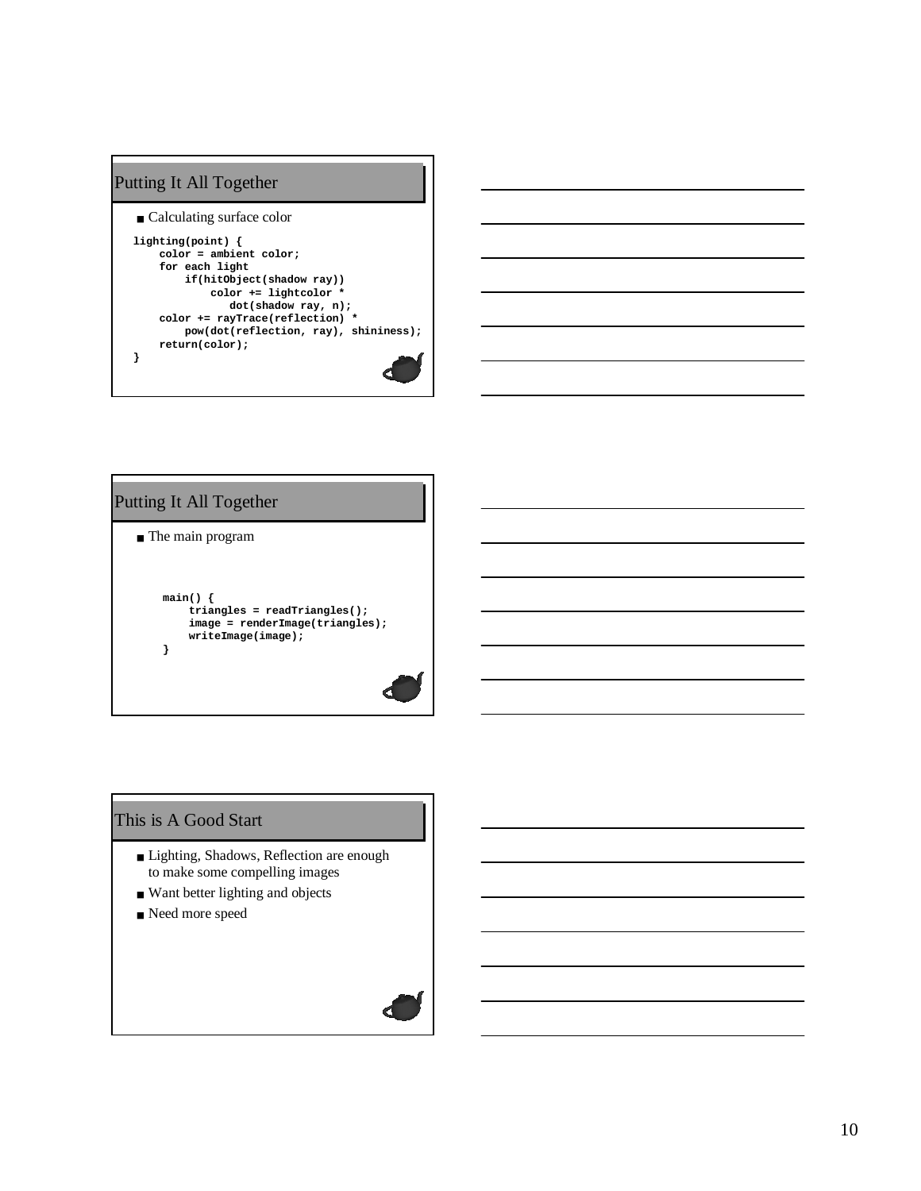## Putting It All Together

- Calculating surface color

```
lighting(point) {
    color = ambient color;
    for each light
        if(hitObject(shadow ray))
            color += lightcolor *
               dot(shadow ray, n);
    color += rayTrace(reflection) *
        pow(dot(reflection, ray), shininess);
    return(color);
}
```

## Putting It All Together

- The main program

```
main() {
    triangles = readTriangles();
    image = renderImage(triangles);
    writeImage(image);
}
```

## This is A Good Start

- Lighting, Shadows, Reflection are enough to make some compelling images
- Want better lighting and objects
- Need more speed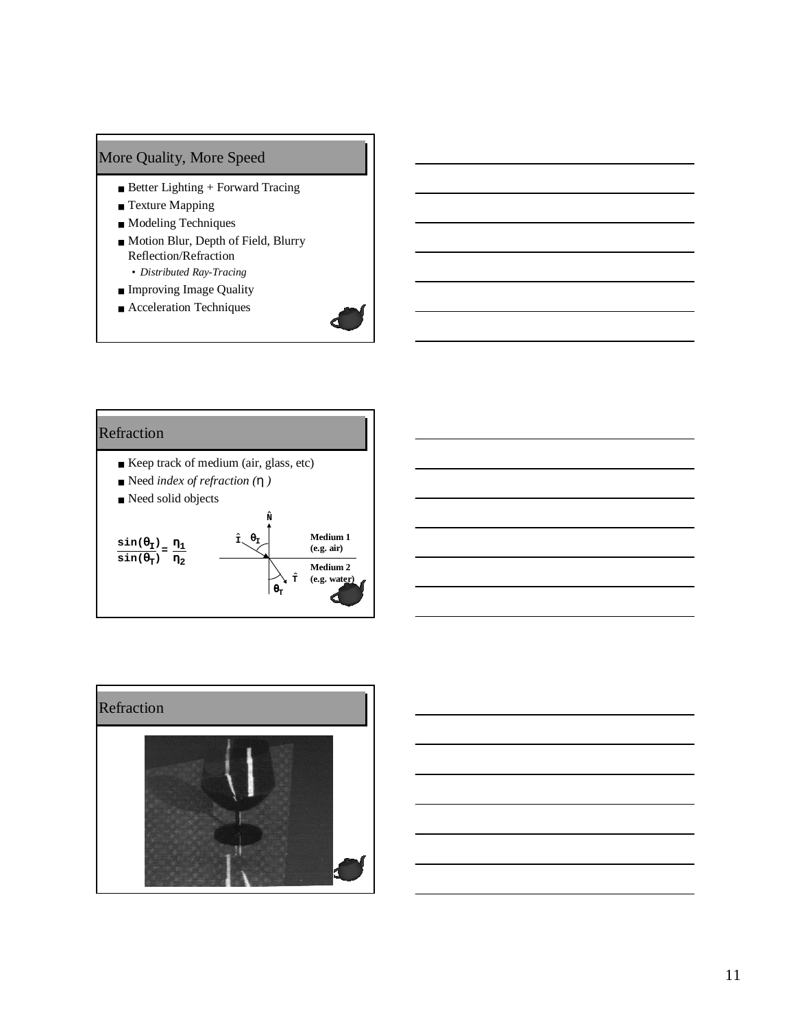## More Quality, More Speed

- Better Lighting + Forward Tracing
- Texture Mapping
- Modeling Techniques
- Motion Blur, Depth of Field, Blurry Reflection/Refraction
  - *Distributed Ray-Tracing*
- Improving Image Quality
- Acceleration Techniques

## Refraction

- Keep track of medium (air, glass, etc)
- Need *index of refraction (η)*
- Need solid objects

$$\frac{\sin(\theta_I)}{\sin(\theta_T)} = \frac{\eta_1}{\eta_2}$$

$\hat{N}$, $\hat{I}$, $\theta_I$, $\hat{T}$, $\theta_T$

**Medium 1 (e.g. air)**

**Medium 2 (e.g. water)**

## Refraction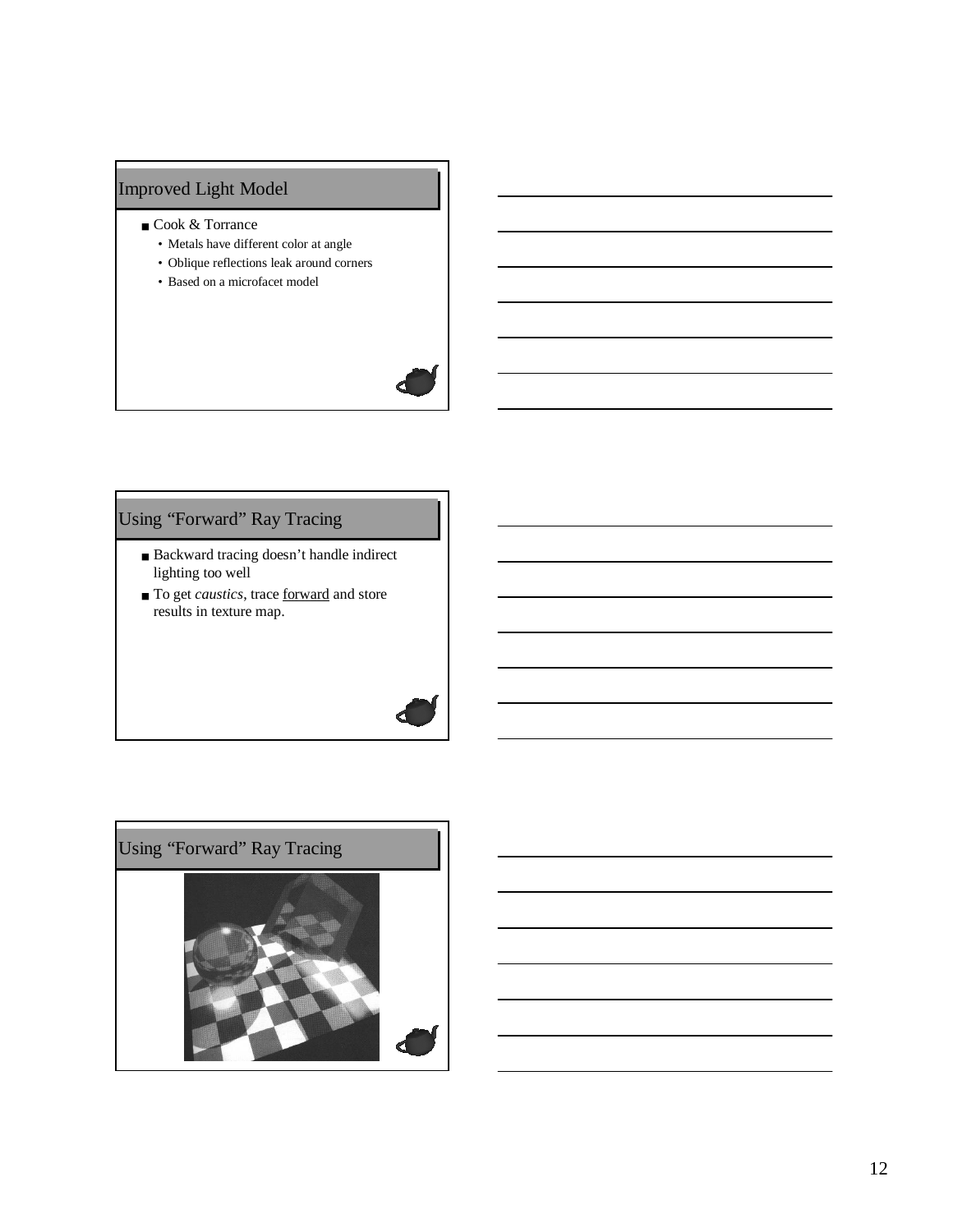## Improved Light Model

- Cook & Torrance
  - Metals have different color at angle
  - Oblique reflections leak around corners
  - Based on a microfacet model

## Using “Forward” Ray Tracing

- Backward tracing doesn’t handle indirect lighting too well
- To get *caustics*, trace forward and store results in texture map.

## Using “Forward” Ray Tracing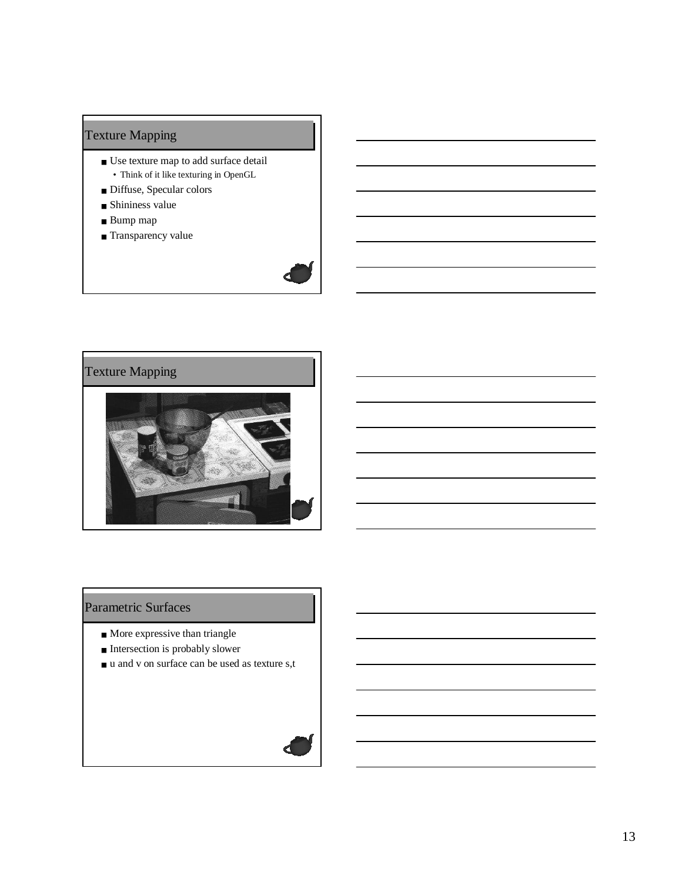## Texture Mapping

- Use texture map to add surface detail
  - Think of it like texturing in OpenGL
- Diffuse, Specular colors
- Shininess value
- Bump map
- Transparency value

## Texture Mapping

## Parametric Surfaces

- More expressive than triangle
- Intersection is probably slower
- u and v on surface can be used as texture s,t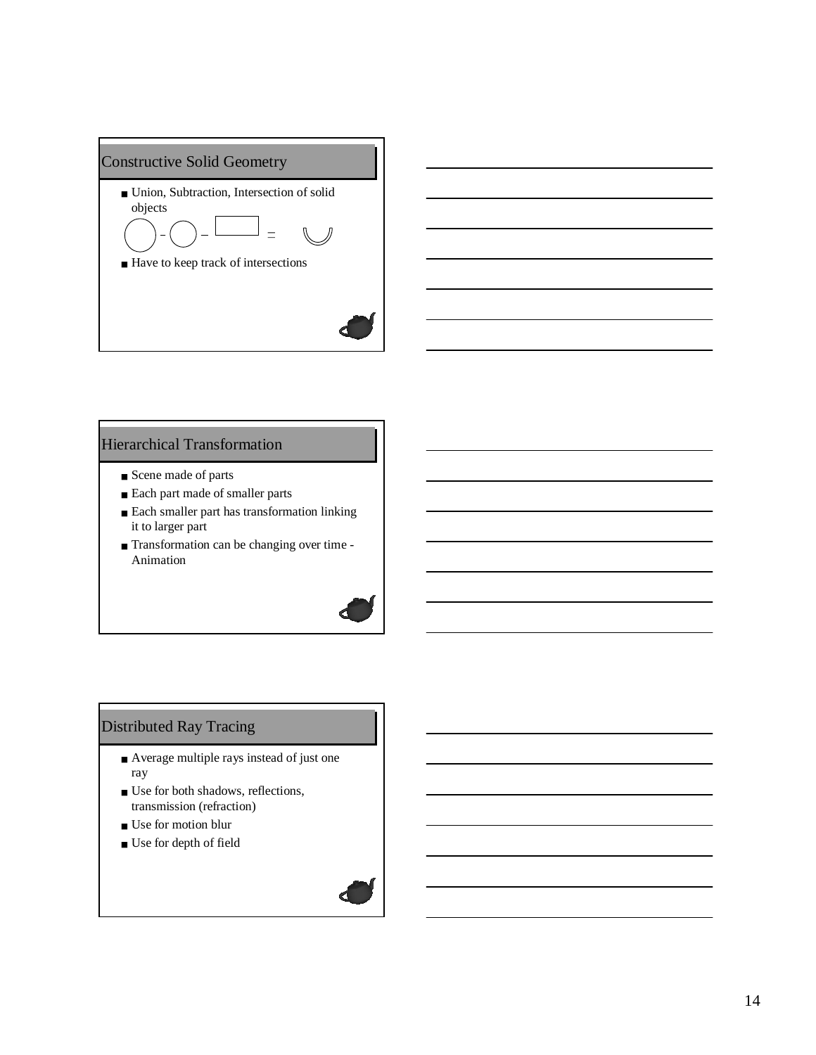## Constructive Solid Geometry

- Union, Subtraction, Intersection of solid objects
- Have to keep track of intersections

## Hierarchical Transformation

- Scene made of parts
- Each part made of smaller parts
- Each smaller part has transformation linking it to larger part
- Transformation can be changing over time - Animation

## Distributed Ray Tracing

- Average multiple rays instead of just one ray
- Use for both shadows, reflections, transmission (refraction)
- Use for motion blur
- Use for depth of field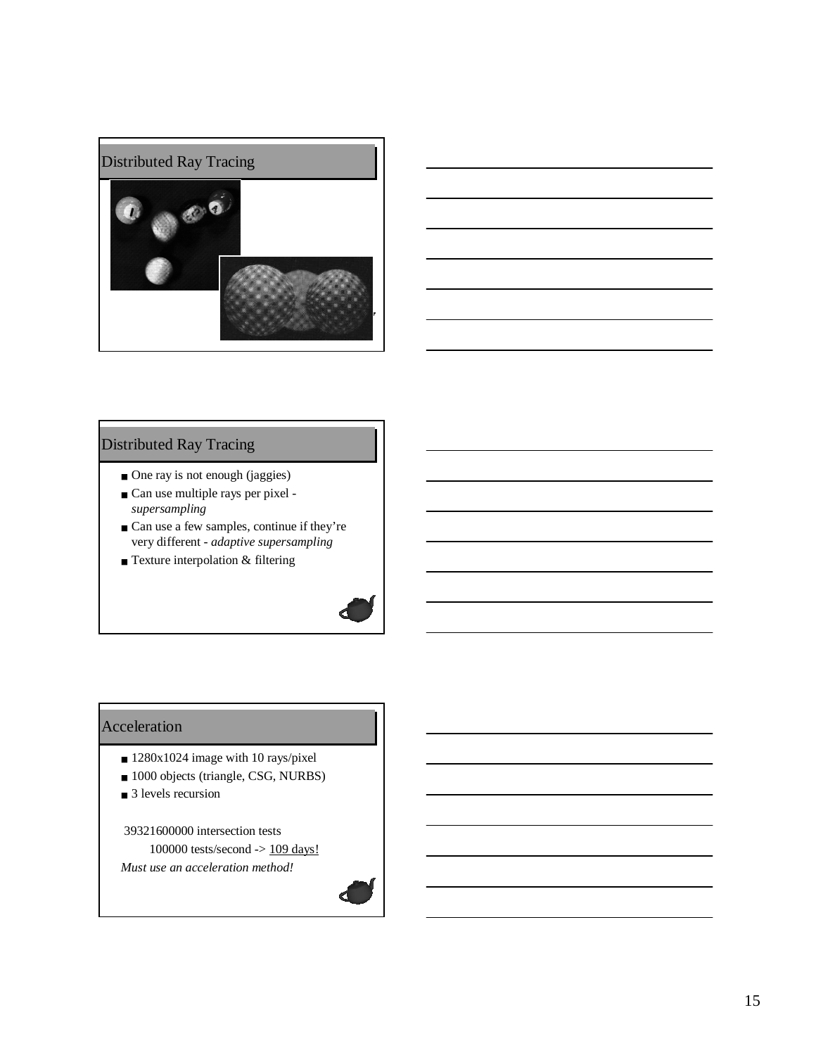## Distributed Ray Tracing

## Distributed Ray Tracing

- One ray is not enough (jaggies)
- Can use multiple rays per pixel - *supersampling*
- Can use a few samples, continue if they're very different - *adaptive supersampling*
- Texture interpolation & filtering

## Acceleration

- 1280x1024 image with 10 rays/pixel
- 1000 objects (triangle, CSG, NURBS)
- 3 levels recursion

39321600000 intersection tests

100000 tests/second -> 109 days!

*Must use an acceleration method!*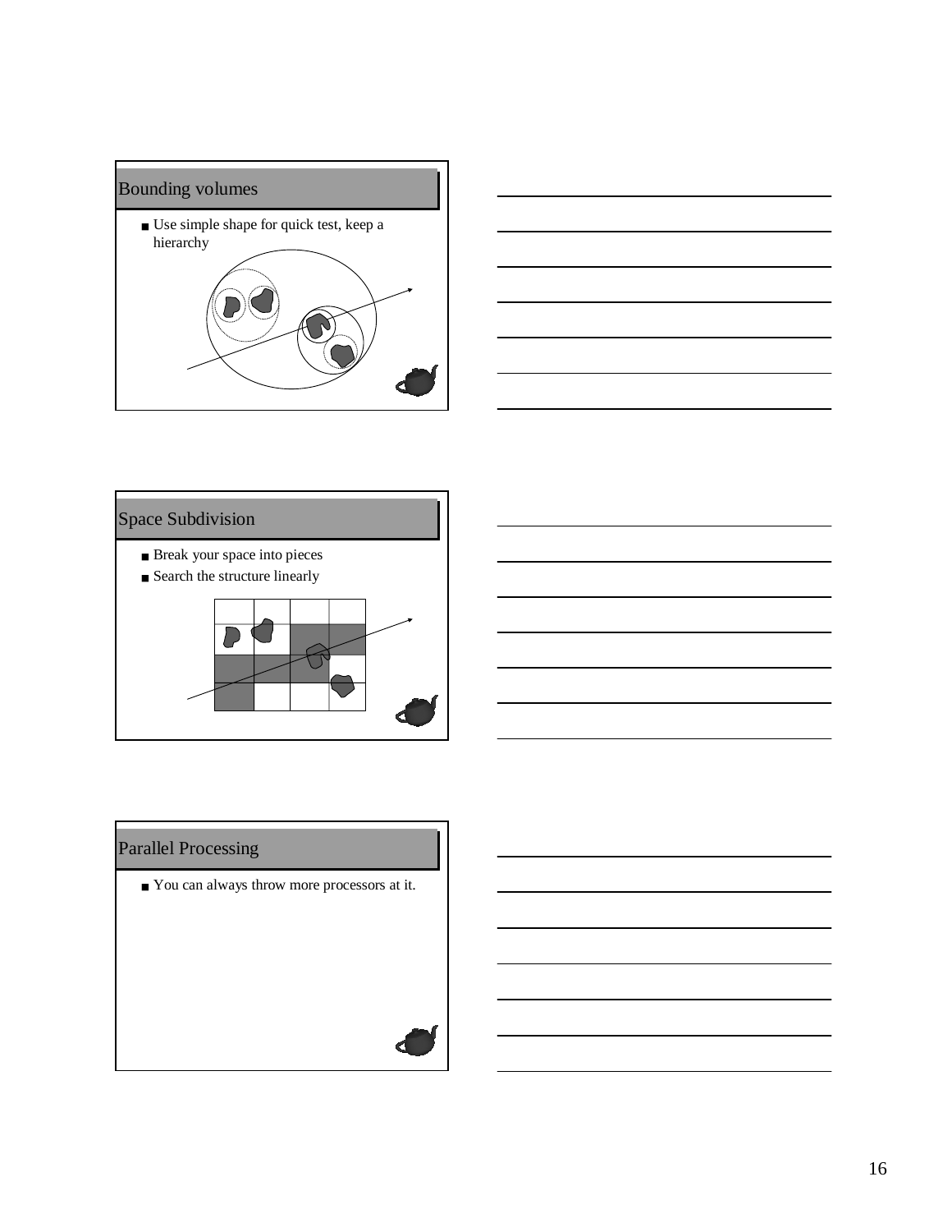## Bounding volumes

- Use simple shape for quick test, keep a hierarchy

## Space Subdivision

- Break your space into pieces
- Search the structure linearly

## Parallel Processing

- You can always throw more processors at it.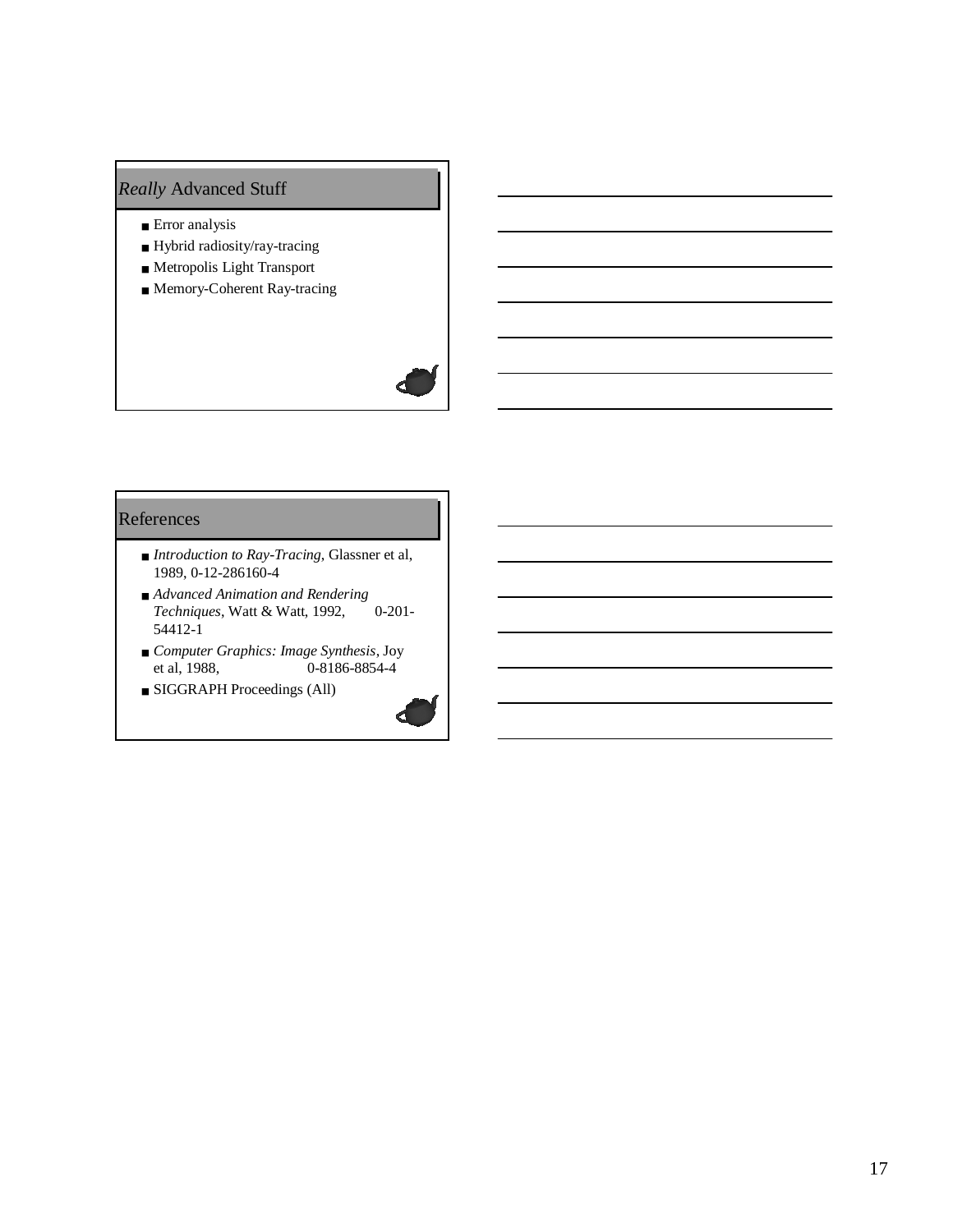## *Really* Advanced Stuff

- Error analysis
- Hybrid radiosity/ray-tracing
- Metropolis Light Transport
- Memory-Coherent Ray-tracing

## References

- *Introduction to Ray-Tracing*, Glassner et al, 1989, 0-12-286160-4
- *Advanced Animation and Rendering Techniques*, Watt & Watt, 1992, 0-201-54412-1
- *Computer Graphics: Image Synthesis*, Joy et al, 1988, 0-8186-8854-4
- SIGGRAPH Proceedings (All)